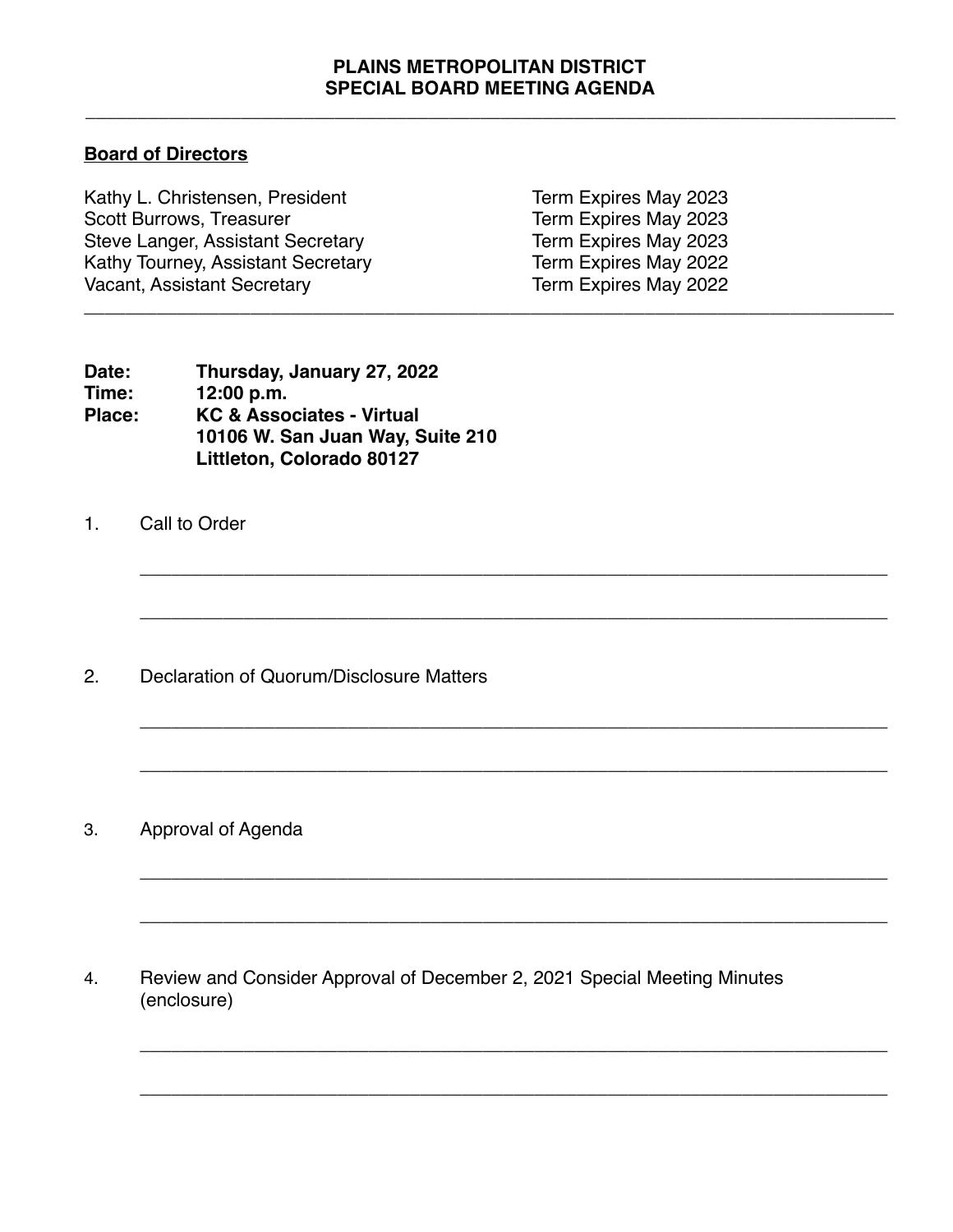# PLAINS METROPOLITAN DISTRICT
# SPECIAL BOARD MEETING AGENDA

---

**Board of Directors**

| | |
|---|---|
| Kathy L. Christensen, President | Term Expires May 2023 |
| Scott Burrows, Treasurer | Term Expires May 2023 |
| Steve Langer, Assistant Secretary | Term Expires May 2023 |
| Kathy Tourney, Assistant Secretary | Term Expires May 2022 |
| Vacant, Assistant Secretary | Term Expires May 2022 |

---

**Date:** **Thursday, January 27, 2022**
**Time:** **12:00 p.m.**
**Place:** **KC & Associates - Virtual**
**10106 W. San Juan Way, Suite 210**
**Littleton, Colorado 80127**

1. Call to Order

   ___________________________________________________________________________

   ___________________________________________________________________________

2. Declaration of Quorum/Disclosure Matters

   ___________________________________________________________________________

   ___________________________________________________________________________

3. Approval of Agenda

   ___________________________________________________________________________

   ___________________________________________________________________________

4. Review and Consider Approval of December 2, 2021 Special Meeting Minutes (enclosure)

   ___________________________________________________________________________

   ___________________________________________________________________________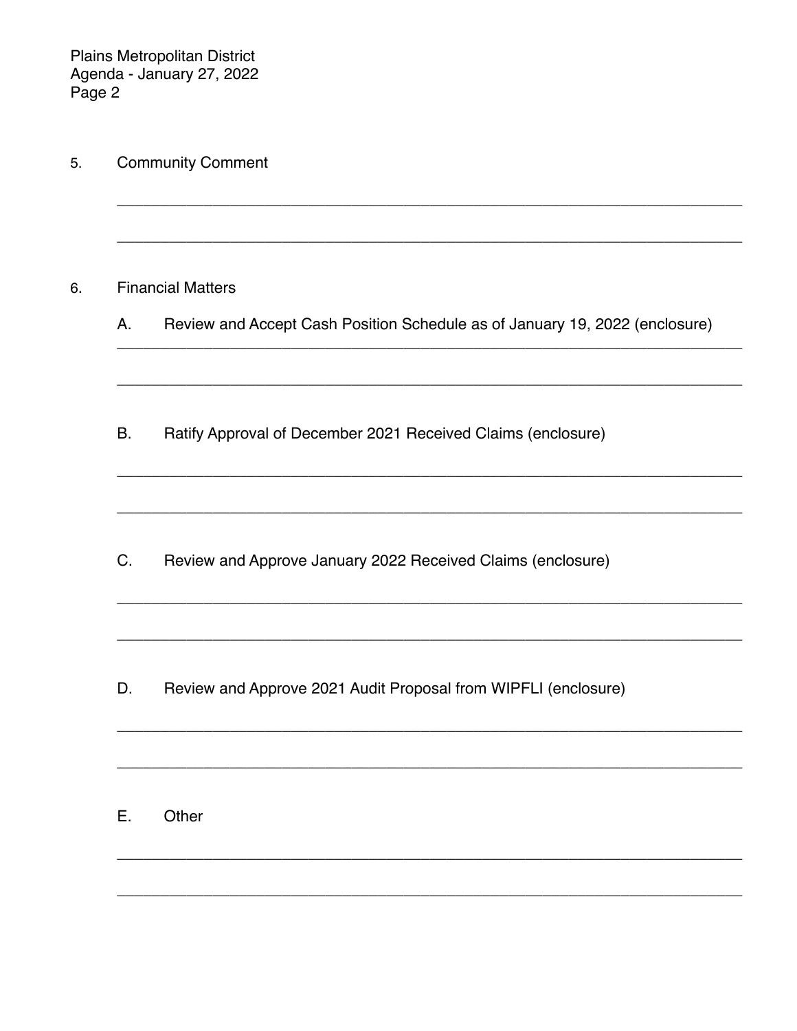5. Community Comment

6. Financial Matters

   A. Review and Accept Cash Position Schedule as of January 19, 2022 (enclosure)

   B. Ratify Approval of December 2021 Received Claims (enclosure)

   C. Review and Approve January 2022 Received Claims (enclosure)

   D. Review and Approve 2021 Audit Proposal from WIPFLI (enclosure)

   E. Other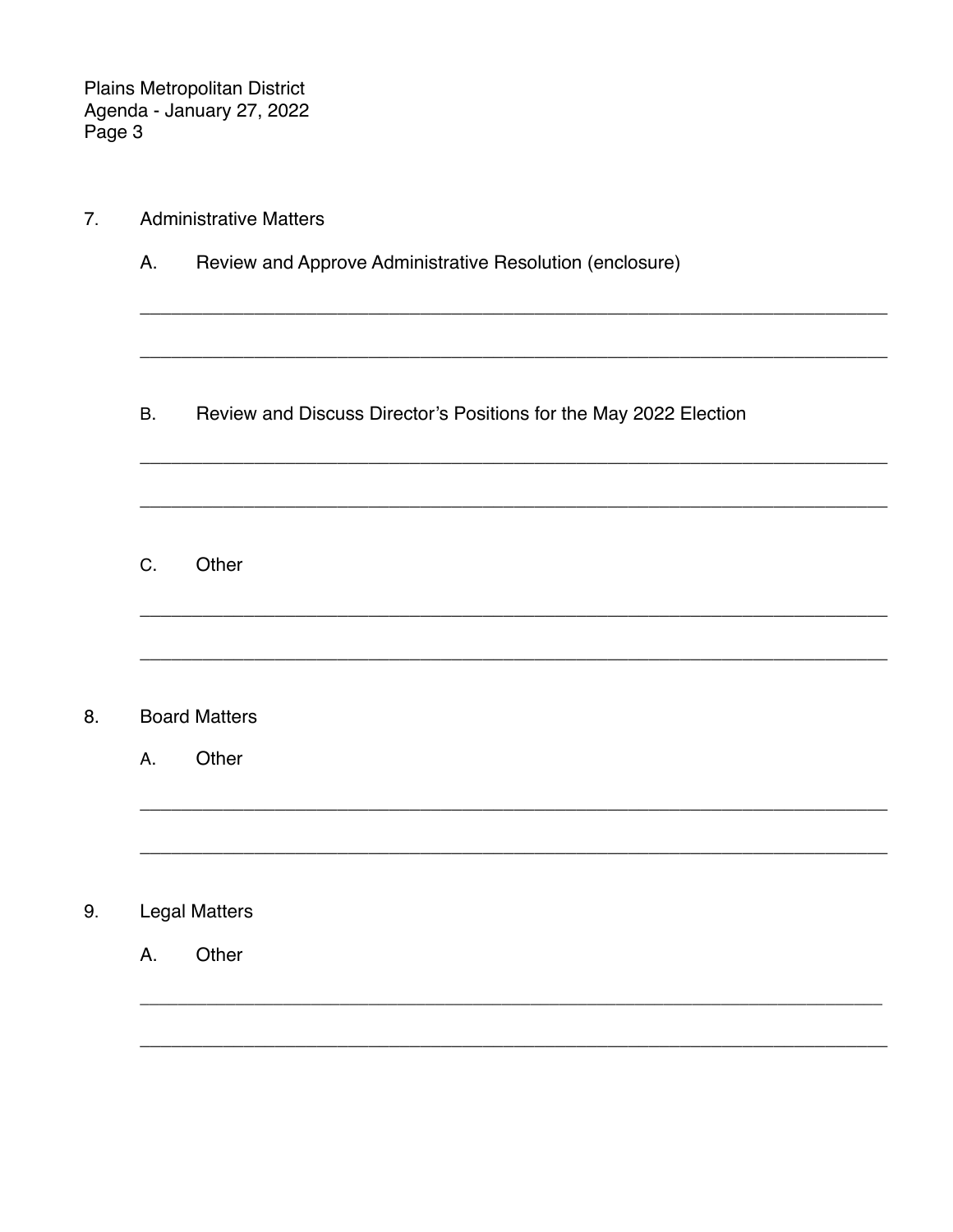7. Administrative Matters

   A. Review and Approve Administrative Resolution (enclosure)

   ___________________________________________________________________________

   ___________________________________________________________________________

   B. Review and Discuss Director's Positions for the May 2022 Election

   ___________________________________________________________________________

   ___________________________________________________________________________

   C. Other

   ___________________________________________________________________________

   ___________________________________________________________________________

8. Board Matters

   A. Other

   ___________________________________________________________________________

   ___________________________________________________________________________

9. Legal Matters

   A. Other

   ___________________________________________________________________________

   ___________________________________________________________________________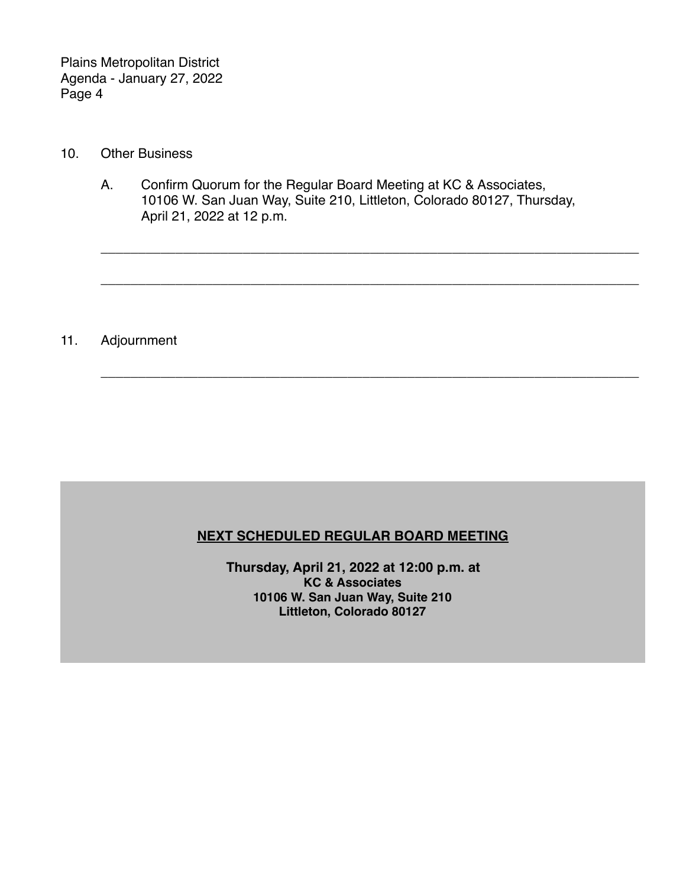10. Other Business

    A. Confirm Quorum for the Regular Board Meeting at KC & Associates, 10106 W. San Juan Way, Suite 210, Littleton, Colorado 80127, Thursday, April 21, 2022 at 12 p.m.

    ___________________________________________________________________________

    ___________________________________________________________________________

11. Adjournment

    ___________________________________________________________________________

**NEXT SCHEDULED REGULAR BOARD MEETING**

**Thursday, April 21, 2022 at 12:00 p.m. at**
**KC & Associates**
**10106 W. San Juan Way, Suite 210**
**Littleton, Colorado 80127**